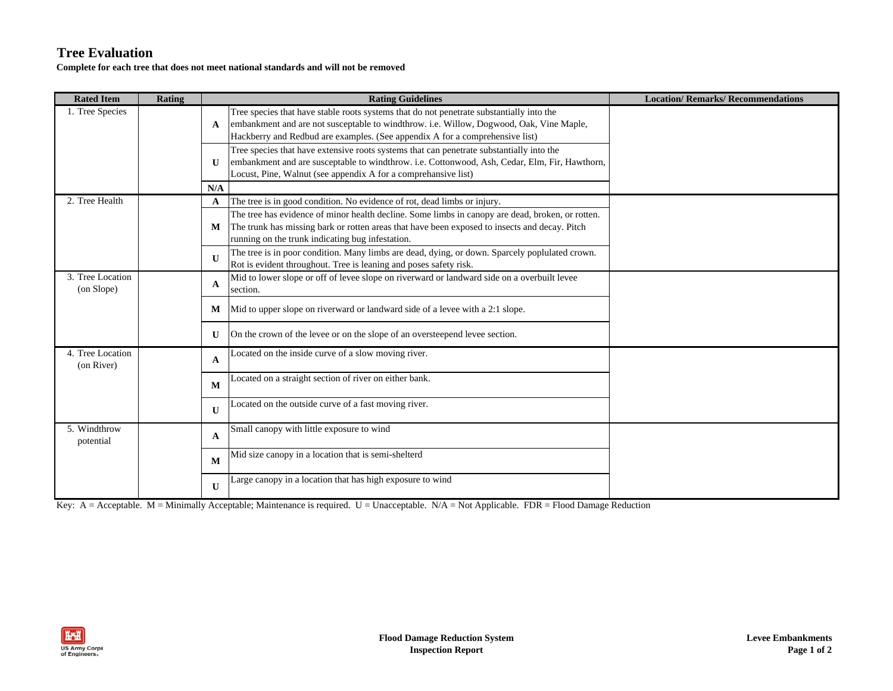# Tree Evaluation

**Complete for each tree that does not meet national standards and will not be removed**

| Rated Item | Rating | Rating Guidelines | | Location/ Remarks/ Recommendations |
|---|---|---|---|---|
| 1. Tree Species | | **A** | Tree species that have stable roots systems that do not penetrate substantially into the embankment and are not susceptable to windthrow. i.e. Willow, Dogwood, Oak, Vine Maple, Hackberry and Redbud are examples. (See appendix A for a comprehensive list) | |
| | | **U** | Tree species that have extensive roots systems that can penetrate substantially into the embankment and are susceptable to windthrow. i.e. Cottonwood, Ash, Cedar, Elm, Fir, Hawthorn, Locust, Pine, Walnut (see appendix A for a comprehansive list) | |
| | | **N/A** | | |
| 2. Tree Health | | **A** | The tree is in good condition. No evidence of rot, dead limbs or injury. | |
| | | **M** | The tree has evidence of minor health decline. Some limbs in canopy are dead, broken, or rotten. The trunk has missing bark or rotten areas that have been exposed to insects and decay. Pitch running on the trunk indicating bug infestation. | |
| | | **U** | The tree is in poor condition. Many limbs are dead, dying, or down. Sparcely poplulated crown. Rot is evident throughout. Tree is leaning and poses safety risk. | |
| 3. Tree Location (on Slope) | | **A** | Mid to lower slope or off of levee slope on riverward or landward side on a overbuilt levee section. | |
| | | **M** | Mid to upper slope on riverward or landward side of a levee with a 2:1 slope. | |
| | | **U** | On the crown of the levee or on the slope of an oversteepend levee section. | |
| 4. Tree Location (on River) | | **A** | Located on the inside curve of a slow moving river. | |
| | | **M** | Located on a straight section of river on either bank. | |
| | | **U** | Located on the outside curve of a fast moving river. | |
| 5. Windthrow potential | | **A** | Small canopy with little exposure to wind | |
| | | **M** | Mid size canopy in a location that is semi-shelterd | |
| | | **U** | Large canopy in a location that has high exposure to wind | |

Key: A = Acceptable. M = Minimally Acceptable; Maintenance is required. U = Unacceptable. N/A = Not Applicable. FDR = Flood Damage Reduction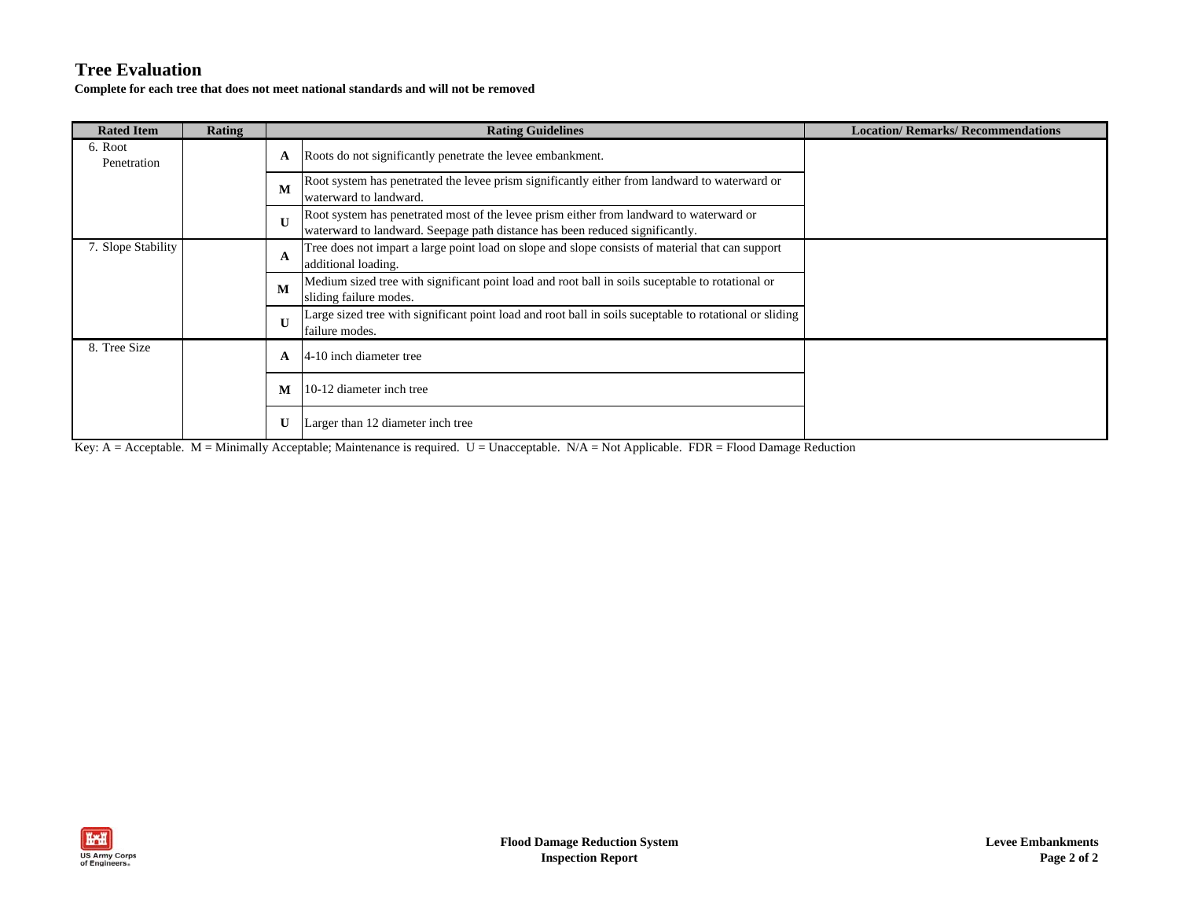# Tree Evaluation

**Complete for each tree that does not meet national standards and will not be removed**

| Rated Item | Rating | Rating Guidelines | | Location/ Remarks/ Recommendations |
|---|---|---|---|---|
| 6. Root Penetration | | **A** | Roots do not significantly penetrate the levee embankment. | |
| | | **M** | Root system has penetrated the levee prism significantly either from landward to waterward or waterward to landward. | |
| | | **U** | Root system has penetrated most of the levee prism either from landward to waterward or waterward to landward. Seepage path distance has been reduced significantly. | |
| 7. Slope Stability | | **A** | Tree does not impart a large point load on slope and slope consists of material that can support additional loading. | |
| | | **M** | Medium sized tree with significant point load and root ball in soils suceptable to rotational or sliding failure modes. | |
| | | **U** | Large sized tree with significant point load and root ball in soils suceptable to rotational or sliding failure modes. | |
| 8. Tree Size | | **A** | 4-10 inch diameter tree | |
| | | **M** | 10-12 diameter inch tree | |
| | | **U** | Larger than 12 diameter inch tree | |

Key: A = Acceptable. M = Minimally Acceptable; Maintenance is required. U = Unacceptable. N/A = Not Applicable. FDR = Flood Damage Reduction